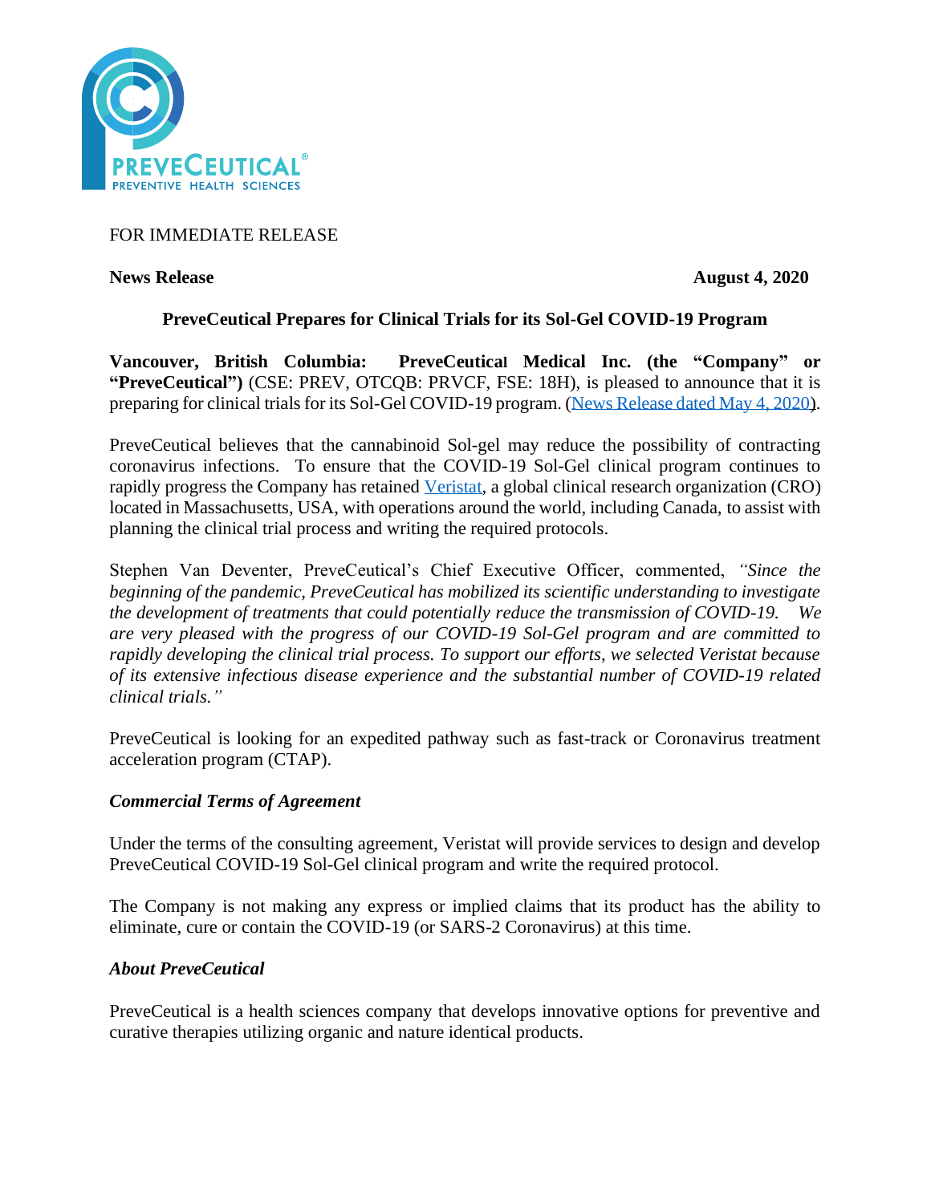FOR IMMEDIATE RELEASE

**News Release** **August 4, 2020**

## PreveCeutical Prepares for Clinical Trials for its Sol-Gel COVID-19 Program

**Vancouver, British Columbia: PreveCeutical Medical Inc. (the "Company" or "PreveCeutical")** (CSE: PREV, OTCQB: PRVCF, FSE: 18H), is pleased to announce that it is preparing for clinical trials for its Sol-Gel COVID-19 program. (News Release dated May 4, 2020).

PreveCeutical believes that the cannabinoid Sol-gel may reduce the possibility of contracting coronavirus infections. To ensure that the COVID-19 Sol-Gel clinical program continues to rapidly progress the Company has retained Veristat, a global clinical research organization (CRO) located in Massachusetts, USA, with operations around the world, including Canada, to assist with planning the clinical trial process and writing the required protocols.

Stephen Van Deventer, PreveCeutical's Chief Executive Officer, commented, *"Since the beginning of the pandemic, PreveCeutical has mobilized its scientific understanding to investigate the development of treatments that could potentially reduce the transmission of COVID-19. We are very pleased with the progress of our COVID-19 Sol-Gel program and are committed to rapidly developing the clinical trial process. To support our efforts, we selected Veristat because of its extensive infectious disease experience and the substantial number of COVID-19 related clinical trials."*

PreveCeutical is looking for an expedited pathway such as fast-track or Coronavirus treatment acceleration program (CTAP).

### *Commercial Terms of Agreement*

Under the terms of the consulting agreement, Veristat will provide services to design and develop PreveCeutical COVID-19 Sol-Gel clinical program and write the required protocol.

The Company is not making any express or implied claims that its product has the ability to eliminate, cure or contain the COVID-19 (or SARS-2 Coronavirus) at this time.

### *About PreveCeutical*

PreveCeutical is a health sciences company that develops innovative options for preventive and curative therapies utilizing organic and nature identical products.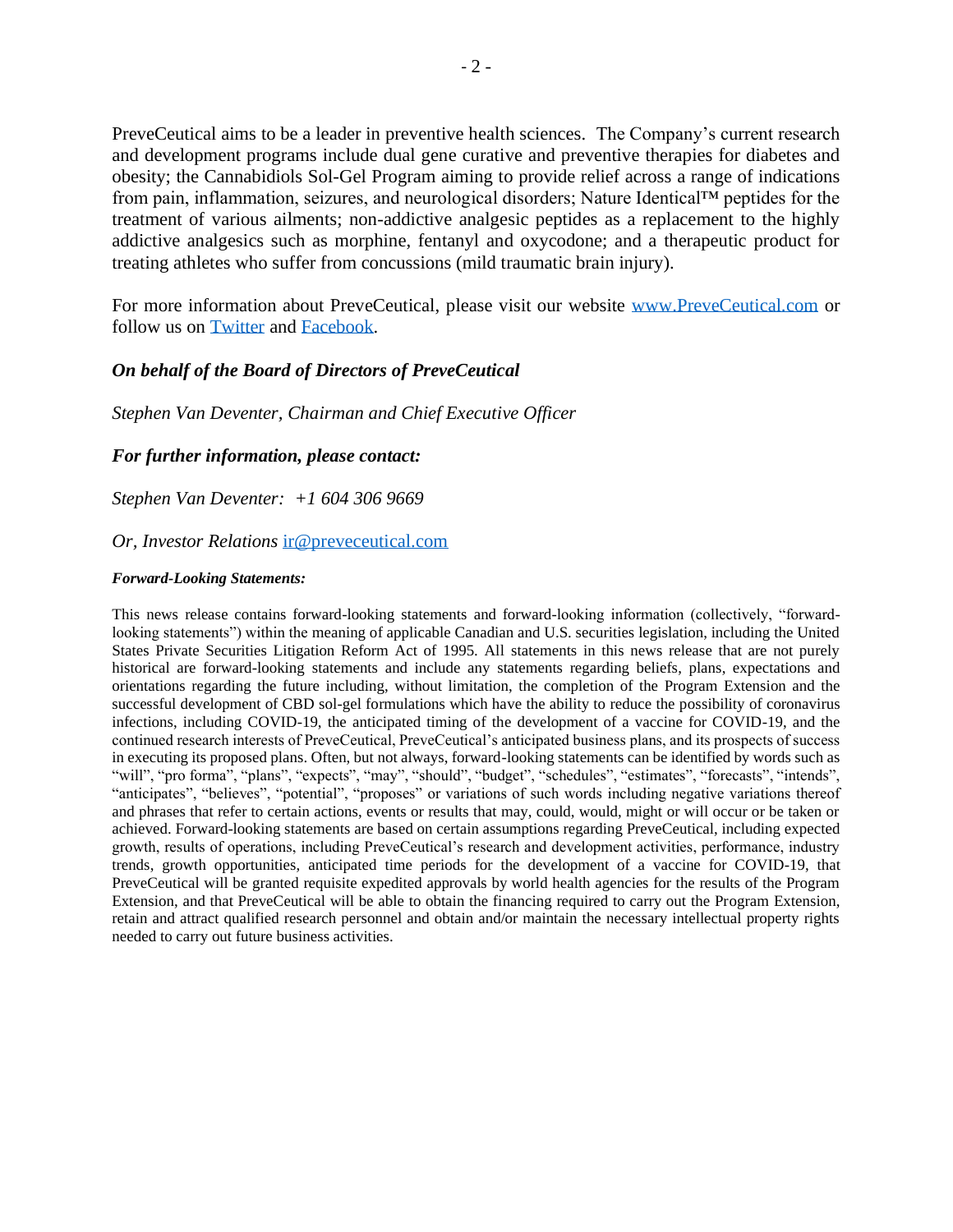PreveCeutical aims to be a leader in preventive health sciences. The Company's current research and development programs include dual gene curative and preventive therapies for diabetes and obesity; the Cannabidiols Sol-Gel Program aiming to provide relief across a range of indications from pain, inflammation, seizures, and neurological disorders; Nature Identical™ peptides for the treatment of various ailments; non-addictive analgesic peptides as a replacement to the highly addictive analgesics such as morphine, fentanyl and oxycodone; and a therapeutic product for treating athletes who suffer from concussions (mild traumatic brain injury).

For more information about PreveCeutical, please visit our website [www.PreveCeutical.com](http://www.PreveCeutical.com) or follow us on [Twitter]() and [Facebook]().

***On behalf of the Board of Directors of PreveCeutical***

*Stephen Van Deventer, Chairman and Chief Executive Officer*

***For further information, please contact:***

*Stephen Van Deventer: +1 604 306 9669*

*Or, Investor Relations* [ir@preveceutical.com](mailto:ir@preveceutical.com)

***Forward-Looking Statements:***

This news release contains forward-looking statements and forward-looking information (collectively, "forward-looking statements") within the meaning of applicable Canadian and U.S. securities legislation, including the United States Private Securities Litigation Reform Act of 1995. All statements in this news release that are not purely historical are forward-looking statements and include any statements regarding beliefs, plans, expectations and orientations regarding the future including, without limitation, the completion of the Program Extension and the successful development of CBD sol-gel formulations which have the ability to reduce the possibility of coronavirus infections, including COVID-19, the anticipated timing of the development of a vaccine for COVID-19, and the continued research interests of PreveCeutical, PreveCeutical's anticipated business plans, and its prospects of success in executing its proposed plans. Often, but not always, forward-looking statements can be identified by words such as "will", "pro forma", "plans", "expects", "may", "should", "budget", "schedules", "estimates", "forecasts", "intends", "anticipates", "believes", "potential", "proposes" or variations of such words including negative variations thereof and phrases that refer to certain actions, events or results that may, could, would, might or will occur or be taken or achieved. Forward-looking statements are based on certain assumptions regarding PreveCeutical, including expected growth, results of operations, including PreveCeutical's research and development activities, performance, industry trends, growth opportunities, anticipated time periods for the development of a vaccine for COVID-19, that PreveCeutical will be granted requisite expedited approvals by world health agencies for the results of the Program Extension, and that PreveCeutical will be able to obtain the financing required to carry out the Program Extension, retain and attract qualified research personnel and obtain and/or maintain the necessary intellectual property rights needed to carry out future business activities.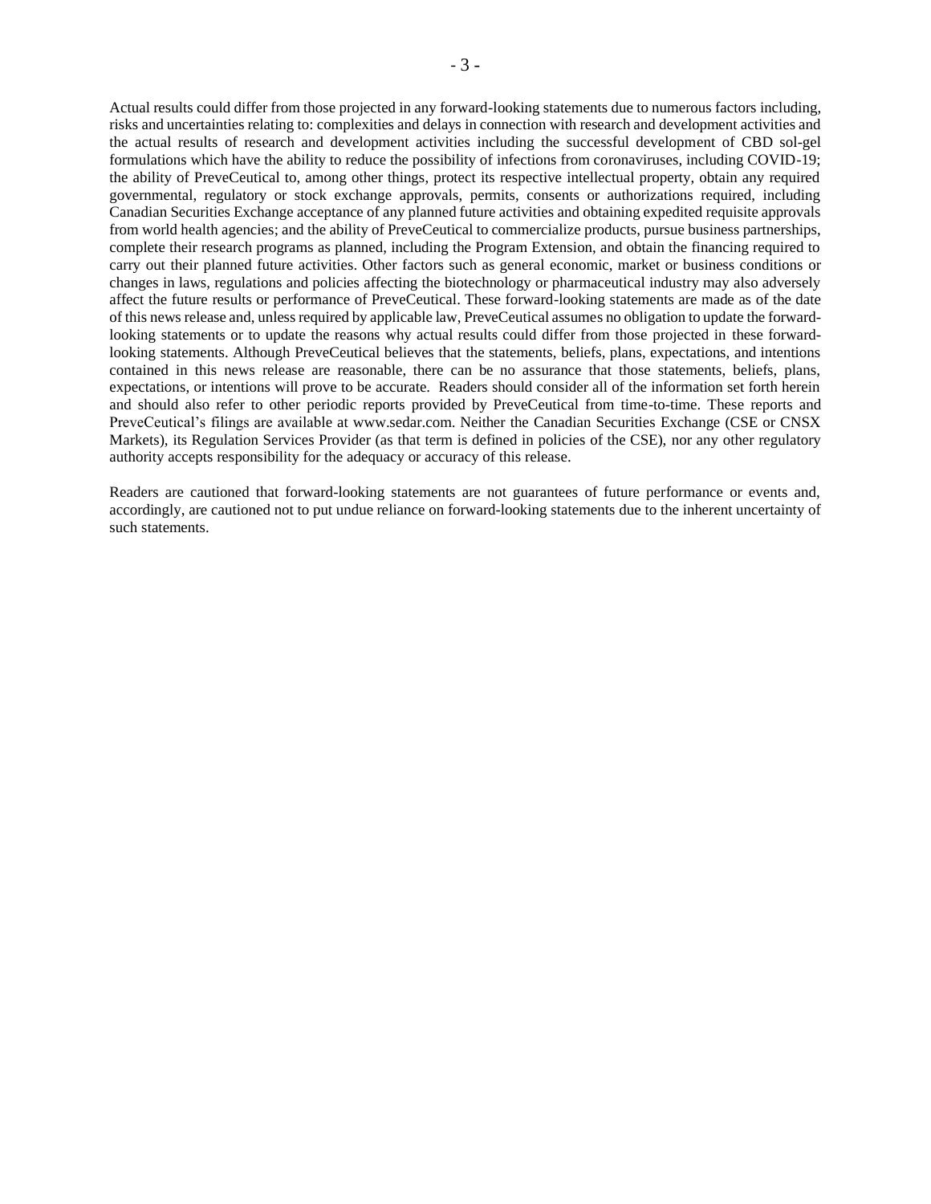Actual results could differ from those projected in any forward-looking statements due to numerous factors including, risks and uncertainties relating to: complexities and delays in connection with research and development activities and the actual results of research and development activities including the successful development of CBD sol-gel formulations which have the ability to reduce the possibility of infections from coronaviruses, including COVID-19; the ability of PreveCeutical to, among other things, protect its respective intellectual property, obtain any required governmental, regulatory or stock exchange approvals, permits, consents or authorizations required, including Canadian Securities Exchange acceptance of any planned future activities and obtaining expedited requisite approvals from world health agencies; and the ability of PreveCeutical to commercialize products, pursue business partnerships, complete their research programs as planned, including the Program Extension, and obtain the financing required to carry out their planned future activities. Other factors such as general economic, market or business conditions or changes in laws, regulations and policies affecting the biotechnology or pharmaceutical industry may also adversely affect the future results or performance of PreveCeutical. These forward-looking statements are made as of the date of this news release and, unless required by applicable law, PreveCeutical assumes no obligation to update the forward-looking statements or to update the reasons why actual results could differ from those projected in these forward-looking statements. Although PreveCeutical believes that the statements, beliefs, plans, expectations, and intentions contained in this news release are reasonable, there can be no assurance that those statements, beliefs, plans, expectations, or intentions will prove to be accurate. Readers should consider all of the information set forth herein and should also refer to other periodic reports provided by PreveCeutical from time-to-time. These reports and PreveCeutical's filings are available at www.sedar.com. Neither the Canadian Securities Exchange (CSE or CNSX Markets), its Regulation Services Provider (as that term is defined in policies of the CSE), nor any other regulatory authority accepts responsibility for the adequacy or accuracy of this release.

Readers are cautioned that forward-looking statements are not guarantees of future performance or events and, accordingly, are cautioned not to put undue reliance on forward-looking statements due to the inherent uncertainty of such statements.